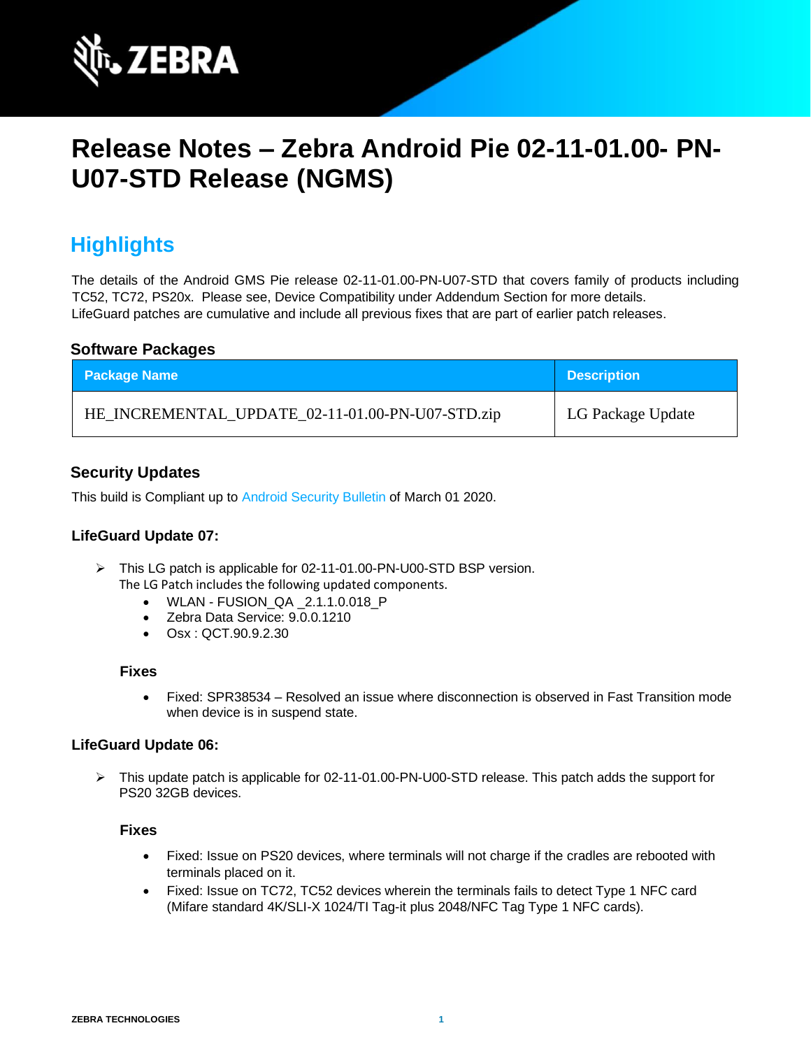# Release Notes – Zebra Android Pie 02-11-01.00- PN-U07-STD Release (NGMS)

## Highlights

The details of the Android GMS Pie release 02-11-01.00-PN-U07-STD that covers family of products including TC52, TC72, PS20x. Please see, Device Compatibility under Addendum Section for more details.
LifeGuard patches are cumulative and include all previous fixes that are part of earlier patch releases.

### Software Packages

| Package Name | Description |
|---|---|
| HE_INCREMENTAL_UPDATE_02-11-01.00-PN-U07-STD.zip | LG Package Update |

### Security Updates

This build is Compliant up to Android Security Bulletin of March 01 2020.

#### LifeGuard Update 07:

- This LG patch is applicable for 02-11-01.00-PN-U00-STD BSP version.
  The LG Patch includes the following updated components.
  - WLAN - FUSION_QA _2.1.1.0.018_P
  - Zebra Data Service: 9.0.0.1210
  - Osx : QCT.90.9.2.30

**Fixes**

- Fixed: SPR38534 – Resolved an issue where disconnection is observed in Fast Transition mode when device is in suspend state.

#### LifeGuard Update 06:

- This update patch is applicable for 02-11-01.00-PN-U00-STD release. This patch adds the support for PS20 32GB devices.

**Fixes**

- Fixed: Issue on PS20 devices, where terminals will not charge if the cradles are rebooted with terminals placed on it.
- Fixed: Issue on TC72, TC52 devices wherein the terminals fails to detect Type 1 NFC card (Mifare standard 4K/SLI-X 1024/TI Tag-it plus 2048/NFC Tag Type 1 NFC cards).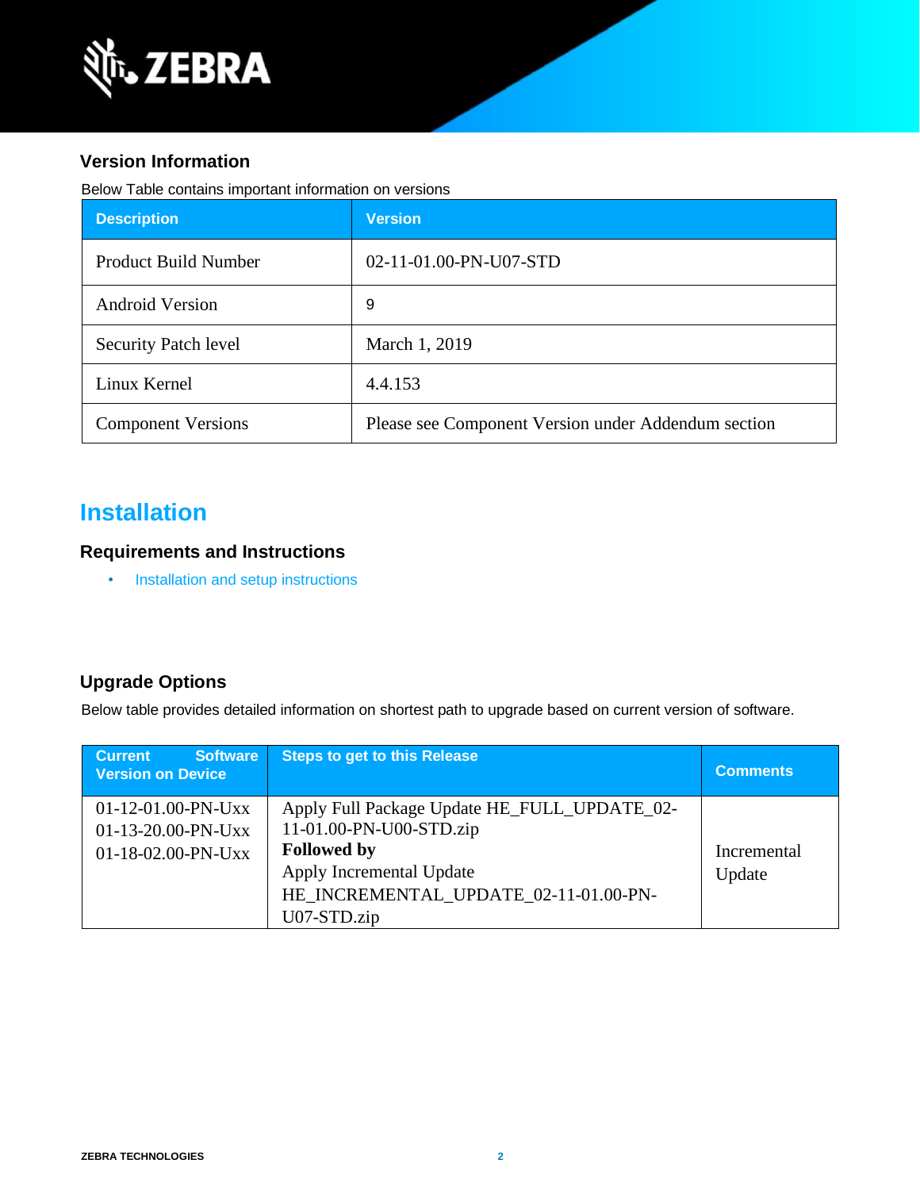### Version Information

Below Table contains important information on versions

| Description | Version |
|---|---|
| Product Build Number | 02-11-01.00-PN-U07-STD |
| Android Version | 9 |
| Security Patch level | March 1, 2019 |
| Linux Kernel | 4.4.153 |
| Component Versions | Please see Component Version under Addendum section |

## Installation

### Requirements and Instructions

- Installation and setup instructions

### Upgrade Options

Below table provides detailed information on shortest path to upgrade based on current version of software.

| Current Software Version on Device | Steps to get to this Release | Comments |
|---|---|---|
| 01-12-01.00-PN-Uxx<br>01-13-20.00-PN-Uxx<br>01-18-02.00-PN-Uxx | Apply Full Package Update HE_FULL_UPDATE_02-11-01.00-PN-U00-STD.zip<br>**Followed by**<br>Apply Incremental Update HE_INCREMENTAL_UPDATE_02-11-01.00-PN-U07-STD.zip | Incremental Update |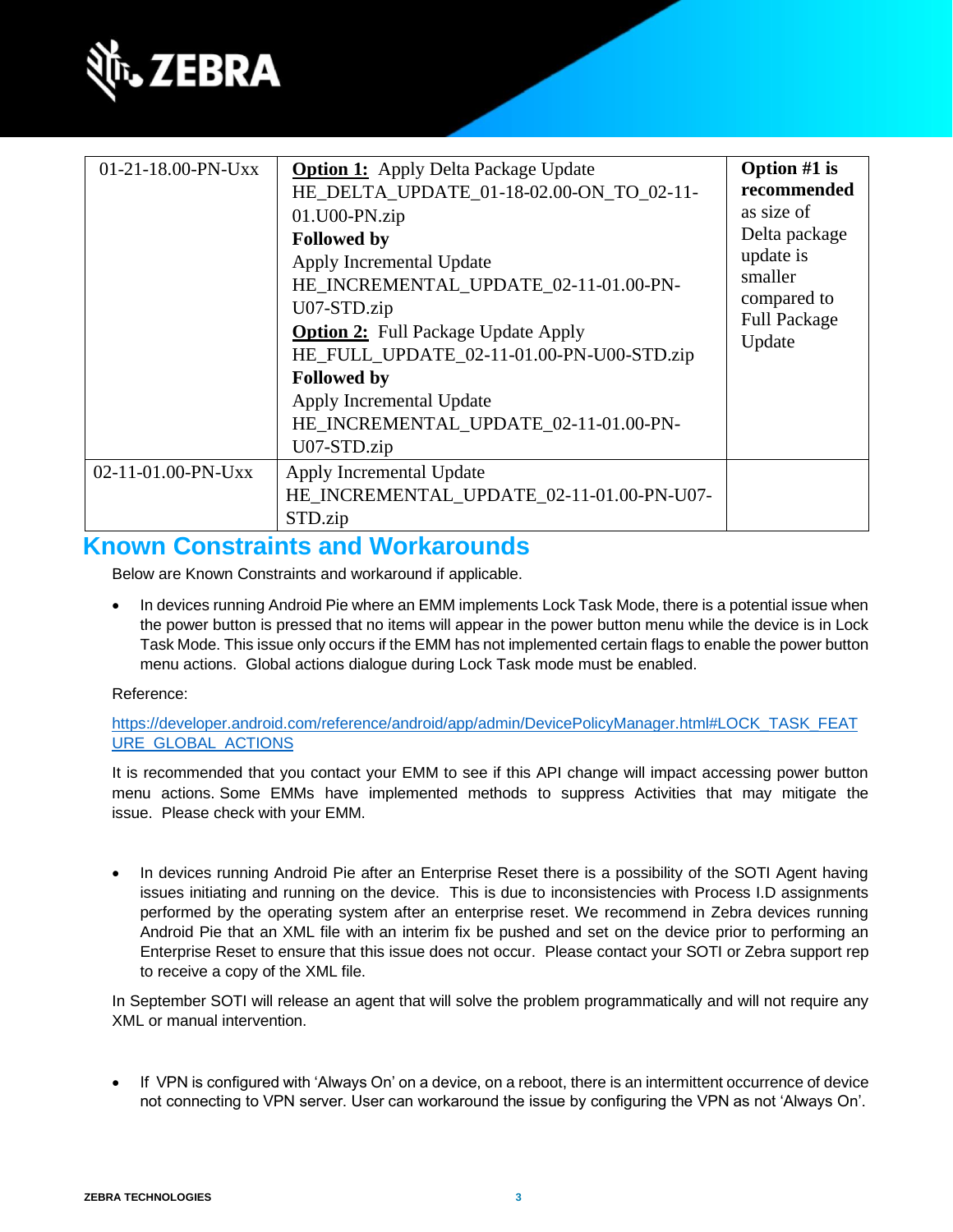| 01-21-18.00-PN-Uxx | **Option 1:** Apply Delta Package Update HE_DELTA_UPDATE_01-18-02.00-ON_TO_02-11-01.U00-PN.zip **Followed by** Apply Incremental Update HE_INCREMENTAL_UPDATE_02-11-01.00-PN-U07-STD.zip **Option 2:** Full Package Update Apply HE_FULL_UPDATE_02-11-01.00-PN-U00-STD.zip **Followed by** Apply Incremental Update HE_INCREMENTAL_UPDATE_02-11-01.00-PN-U07-STD.zip | **Option #1 is recommended** as size of Delta package update is smaller compared to Full Package Update |
|---|---|---|
| 02-11-01.00-PN-Uxx | Apply Incremental Update HE_INCREMENTAL_UPDATE_02-11-01.00-PN-U07-STD.zip | |

## Known Constraints and Workarounds

Below are Known Constraints and workaround if applicable.

- In devices running Android Pie where an EMM implements Lock Task Mode, there is a potential issue when the power button is pressed that no items will appear in the power button menu while the device is in Lock Task Mode. This issue only occurs if the EMM has not implemented certain flags to enable the power button menu actions. Global actions dialogue during Lock Task mode must be enabled.

Reference:

https://developer.android.com/reference/android/app/admin/DevicePolicyManager.html#LOCK_TASK_FEATURE_GLOBAL_ACTIONS

It is recommended that you contact your EMM to see if this API change will impact accessing power button menu actions. Some EMMs have implemented methods to suppress Activities that may mitigate the issue. Please check with your EMM.

- In devices running Android Pie after an Enterprise Reset there is a possibility of the SOTI Agent having issues initiating and running on the device. This is due to inconsistencies with Process I.D assignments performed by the operating system after an enterprise reset. We recommend in Zebra devices running Android Pie that an XML file with an interim fix be pushed and set on the device prior to performing an Enterprise Reset to ensure that this issue does not occur. Please contact your SOTI or Zebra support rep to receive a copy of the XML file.

In September SOTI will release an agent that will solve the problem programmatically and will not require any XML or manual intervention.

- If VPN is configured with 'Always On' on a device, on a reboot, there is an intermittent occurrence of device not connecting to VPN server. User can workaround the issue by configuring the VPN as not 'Always On'.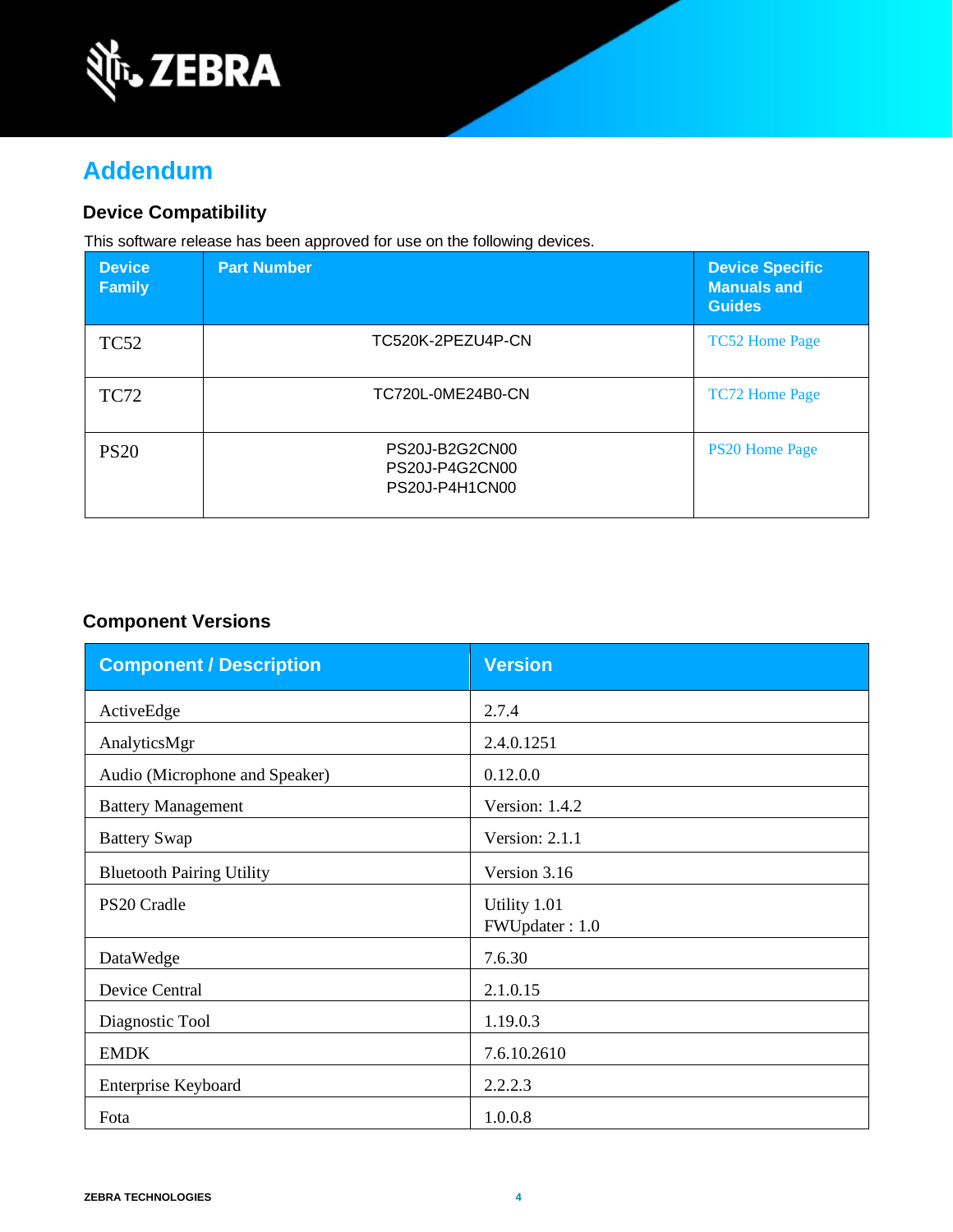# Addendum

## Device Compatibility

This software release has been approved for use on the following devices.

| Device Family | Part Number | Device Specific Manuals and Guides |
|---|---|---|
| TC52 | TC520K-2PEZU4P-CN | TC52 Home Page |
| TC72 | TC720L-0ME24B0-CN | TC72 Home Page |
| PS20 | PS20J-B2G2CN00<br>PS20J-P4G2CN00<br>PS20J-P4H1CN00 | PS20 Home Page |

## Component Versions

| Component / Description | Version |
|---|---|
| ActiveEdge | 2.7.4 |
| AnalyticsMgr | 2.4.0.1251 |
| Audio (Microphone and Speaker) | 0.12.0.0 |
| Battery Management | Version: 1.4.2 |
| Battery Swap | Version: 2.1.1 |
| Bluetooth Pairing Utility | Version 3.16 |
| PS20 Cradle | Utility 1.01<br>FWUpdater : 1.0 |
| DataWedge | 7.6.30 |
| Device Central | 2.1.0.15 |
| Diagnostic Tool | 1.19.0.3 |
| EMDK | 7.6.10.2610 |
| Enterprise Keyboard | 2.2.2.3 |
| Fota | 1.0.0.8 |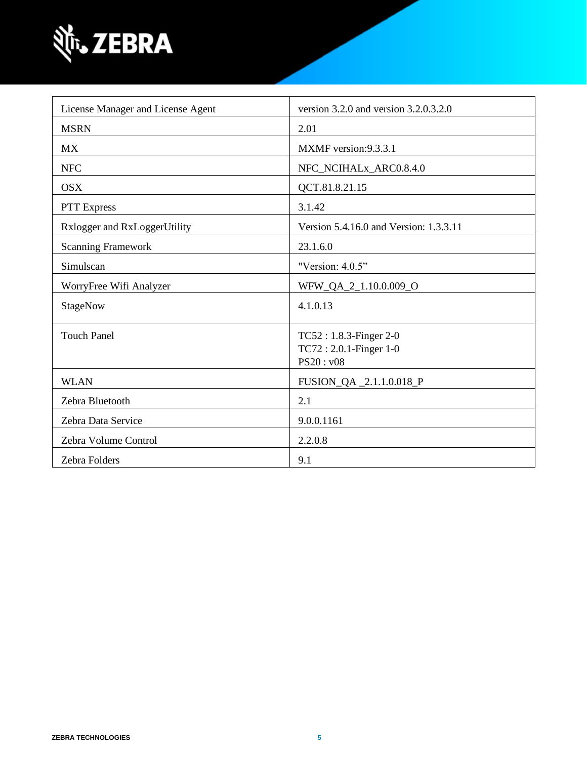| | |
|---|---|
| License Manager and License Agent | version 3.2.0 and version 3.2.0.3.2.0 |
| MSRN | 2.01 |
| MX | MXMF version:9.3.3.1 |
| NFC | NFC_NCIHALx_ARC0.8.4.0 |
| OSX | QCT.81.8.21.15 |
| PTT Express | 3.1.42 |
| Rxlogger and RxLoggerUtility | Version 5.4.16.0 and Version: 1.3.3.11 |
| Scanning Framework | 23.1.6.0 |
| Simulscan | "Version: 4.0.5” |
| WorryFree Wifi Analyzer | WFW_QA_2_1.10.0.009_O |
| StageNow | 4.1.0.13 |
| Touch Panel | TC52 : 1.8.3-Finger 2-0<br>TC72 : 2.0.1-Finger 1-0<br>PS20 : v08 |
| WLAN | FUSION_QA _2.1.1.0.018_P |
| Zebra Bluetooth | 2.1 |
| Zebra Data Service | 9.0.0.1161 |
| Zebra Volume Control | 2.2.0.8 |
| Zebra Folders | 9.1 |